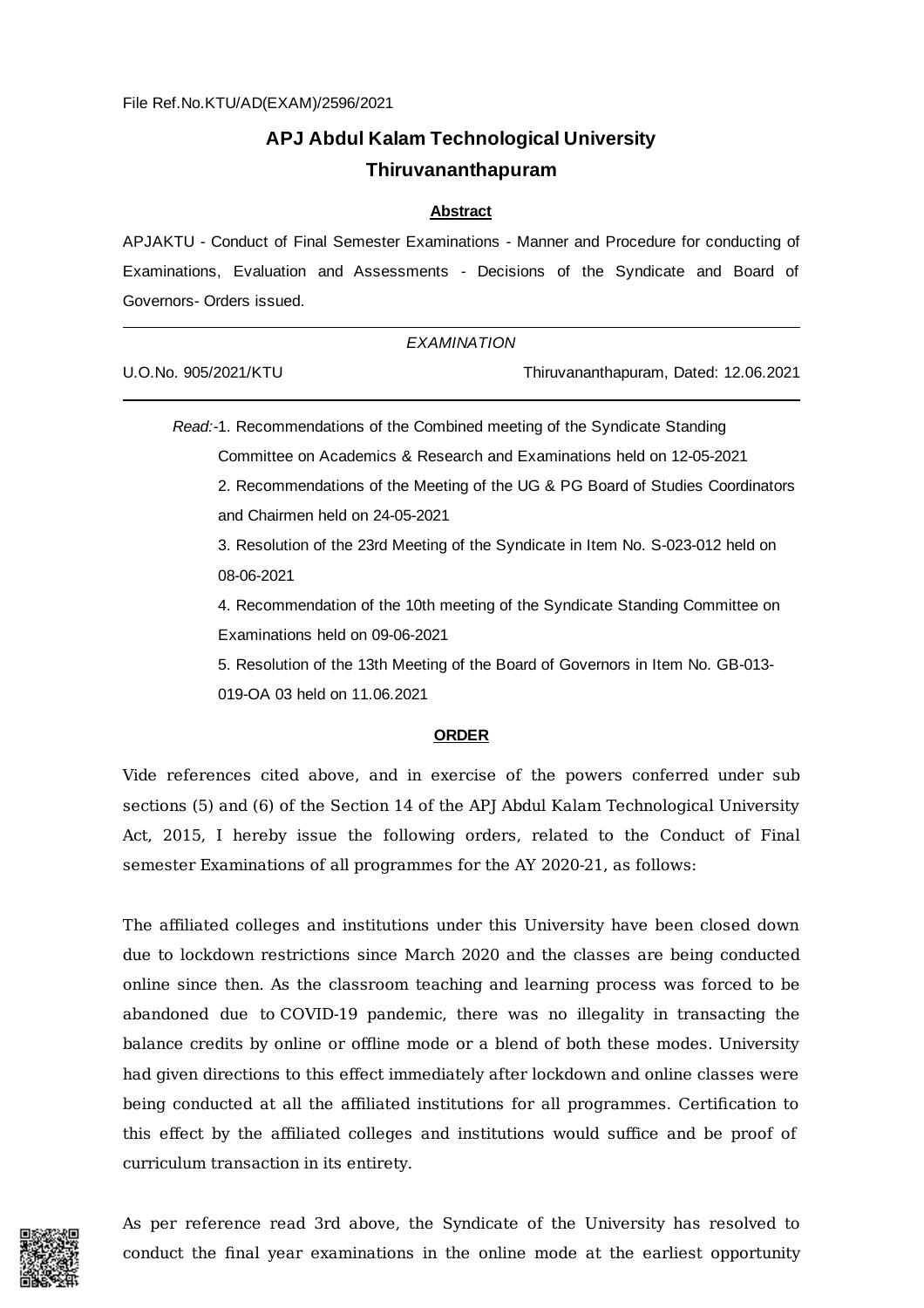File Ref.No.KTU/AD(EXAM)/2596/2021

# APJ Abdul Kalam Technological University
## Thiruvananthapuram

**Abstract**

APJAKTU - Conduct of Final Semester Examinations - Manner and Procedure for conducting of Examinations, Evaluation and Assessments - Decisions of the Syndicate and Board of Governors- Orders issued.

---

*EXAMINATION*

U.O.No. 905/2021/KTU Thiruvananthapuram, Dated: 12.06.2021

---

*Read:*-1. Recommendations of the Combined meeting of the Syndicate Standing Committee on Academics & Research and Examinations held on 12-05-2021

2. Recommendations of the Meeting of the UG & PG Board of Studies Coordinators and Chairmen held on 24-05-2021

3. Resolution of the 23rd Meeting of the Syndicate in Item No. S-023-012 held on 08-06-2021

4. Recommendation of the 10th meeting of the Syndicate Standing Committee on Examinations held on 09-06-2021

5. Resolution of the 13th Meeting of the Board of Governors in Item No. GB-013-019-OA 03 held on 11.06.2021

**ORDER**

Vide references cited above, and in exercise of the powers conferred under sub sections (5) and (6) of the Section 14 of the APJ Abdul Kalam Technological University Act, 2015, I hereby issue the following orders, related to the Conduct of Final semester Examinations of all programmes for the AY 2020-21, as follows:

The affiliated colleges and institutions under this University have been closed down due to lockdown restrictions since March 2020 and the classes are being conducted online since then. As the classroom teaching and learning process was forced to be abandoned due to COVID-19 pandemic, there was no illegality in transacting the balance credits by online or offline mode or a blend of both these modes. University had given directions to this effect immediately after lockdown and online classes were being conducted at all the affiliated institutions for all programmes. Certification to this effect by the affiliated colleges and institutions would suffice and be proof of curriculum transaction in its entirety.

As per reference read 3rd above, the Syndicate of the University has resolved to conduct the final year examinations in the online mode at the earliest opportunity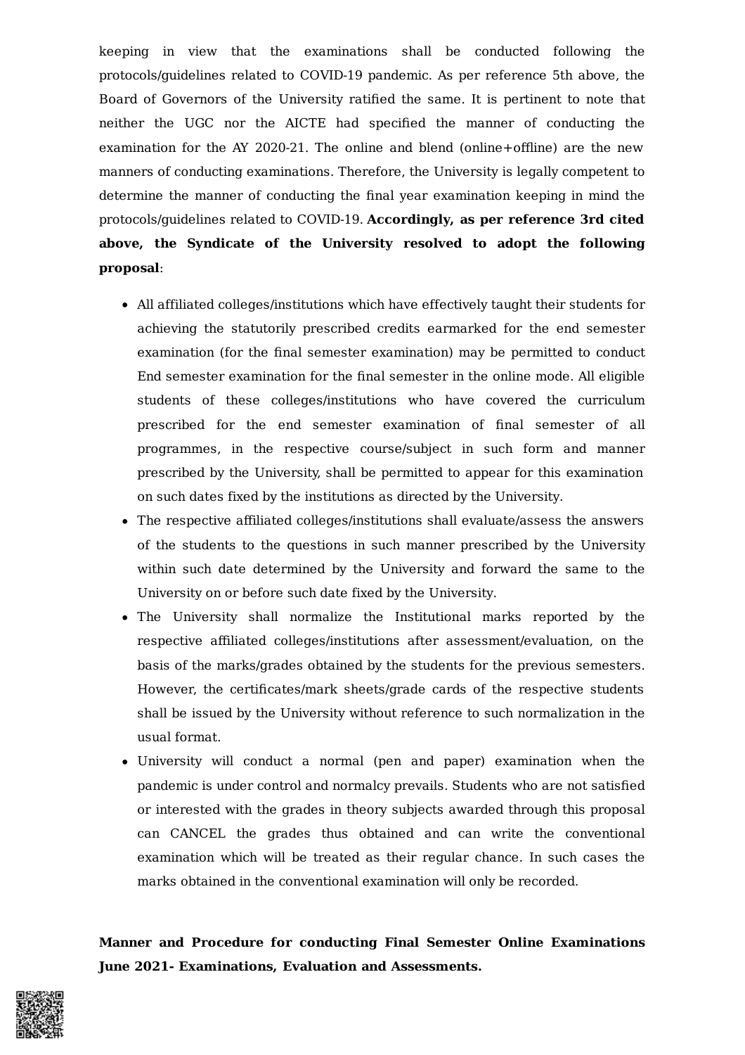keeping in view that the examinations shall be conducted following the protocols/guidelines related to COVID-19 pandemic. As per reference 5th above, the Board of Governors of the University ratified the same. It is pertinent to note that neither the UGC nor the AICTE had specified the manner of conducting the examination for the AY 2020-21. The online and blend (online+offline) are the new manners of conducting examinations. Therefore, the University is legally competent to determine the manner of conducting the final year examination keeping in mind the protocols/guidelines related to COVID-19. **Accordingly, as per reference 3rd cited above, the Syndicate of the University resolved to adopt the following proposal**:

- All affiliated colleges/institutions which have effectively taught their students for achieving the statutorily prescribed credits earmarked for the end semester examination (for the final semester examination) may be permitted to conduct End semester examination for the final semester in the online mode. All eligible students of these colleges/institutions who have covered the curriculum prescribed for the end semester examination of final semester of all programmes, in the respective course/subject in such form and manner prescribed by the University, shall be permitted to appear for this examination on such dates fixed by the institutions as directed by the University.
- The respective affiliated colleges/institutions shall evaluate/assess the answers of the students to the questions in such manner prescribed by the University within such date determined by the University and forward the same to the University on or before such date fixed by the University.
- The University shall normalize the Institutional marks reported by the respective affiliated colleges/institutions after assessment/evaluation, on the basis of the marks/grades obtained by the students for the previous semesters. However, the certificates/mark sheets/grade cards of the respective students shall be issued by the University without reference to such normalization in the usual format.
- University will conduct a normal (pen and paper) examination when the pandemic is under control and normalcy prevails. Students who are not satisfied or interested with the grades in theory subjects awarded through this proposal can CANCEL the grades thus obtained and can write the conventional examination which will be treated as their regular chance. In such cases the marks obtained in the conventional examination will only be recorded.

**Manner and Procedure for conducting Final Semester Online Examinations June 2021- Examinations, Evaluation and Assessments.**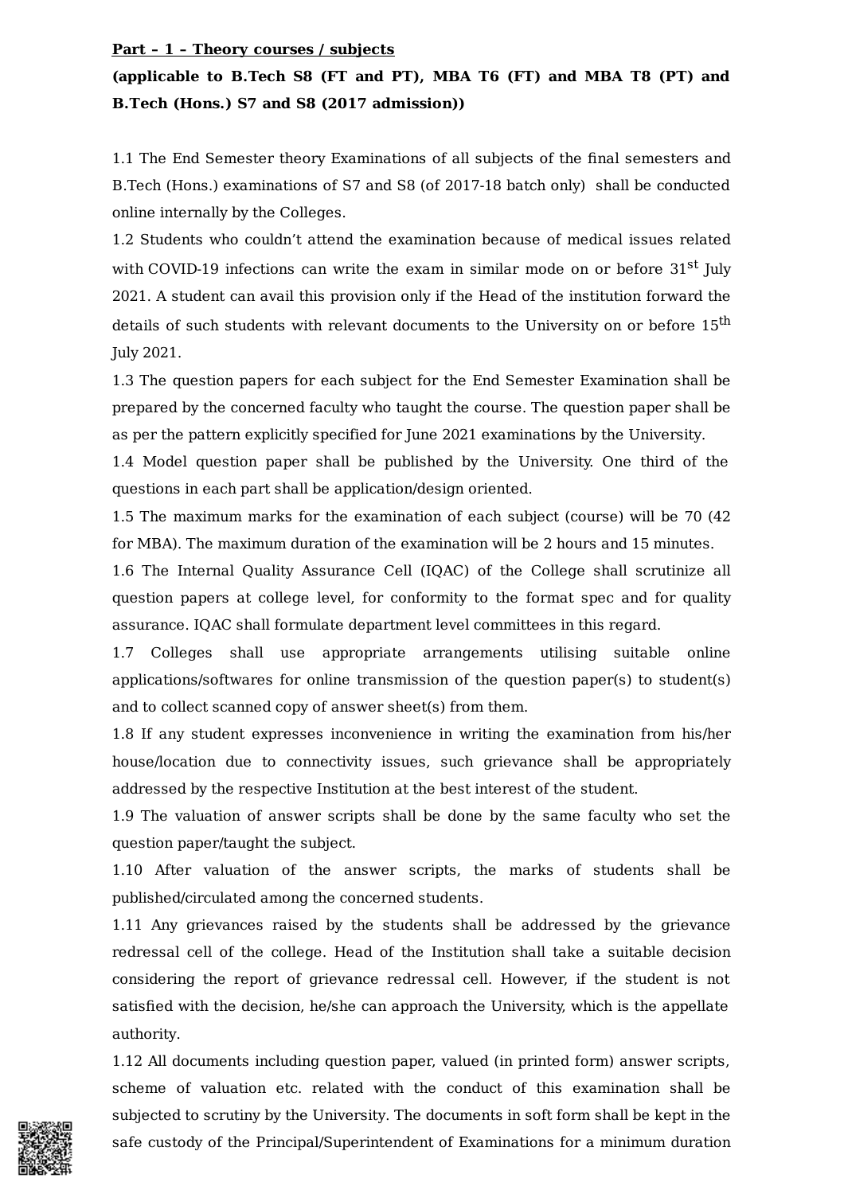**Part – 1 – Theory courses / subjects**

**(applicable to B.Tech S8 (FT and PT), MBA T6 (FT) and MBA T8 (PT) and B.Tech (Hons.) S7 and S8 (2017 admission))**

1.1 The End Semester theory Examinations of all subjects of the final semesters and B.Tech (Hons.) examinations of S7 and S8 (of 2017-18 batch only) shall be conducted online internally by the Colleges.

1.2 Students who couldn't attend the examination because of medical issues related with COVID-19 infections can write the exam in similar mode on or before 31st July 2021. A student can avail this provision only if the Head of the institution forward the details of such students with relevant documents to the University on or before 15th July 2021.

1.3 The question papers for each subject for the End Semester Examination shall be prepared by the concerned faculty who taught the course. The question paper shall be as per the pattern explicitly specified for June 2021 examinations by the University.

1.4 Model question paper shall be published by the University. One third of the questions in each part shall be application/design oriented.

1.5 The maximum marks for the examination of each subject (course) will be 70 (42 for MBA). The maximum duration of the examination will be 2 hours and 15 minutes.

1.6 The Internal Quality Assurance Cell (IQAC) of the College shall scrutinize all question papers at college level, for conformity to the format spec and for quality assurance. IQAC shall formulate department level committees in this regard.

1.7 Colleges shall use appropriate arrangements utilising suitable online applications/softwares for online transmission of the question paper(s) to student(s) and to collect scanned copy of answer sheet(s) from them.

1.8 If any student expresses inconvenience in writing the examination from his/her house/location due to connectivity issues, such grievance shall be appropriately addressed by the respective Institution at the best interest of the student.

1.9 The valuation of answer scripts shall be done by the same faculty who set the question paper/taught the subject.

1.10 After valuation of the answer scripts, the marks of students shall be published/circulated among the concerned students.

1.11 Any grievances raised by the students shall be addressed by the grievance redressal cell of the college. Head of the Institution shall take a suitable decision considering the report of grievance redressal cell. However, if the student is not satisfied with the decision, he/she can approach the University, which is the appellate authority.

1.12 All documents including question paper, valued (in printed form) answer scripts, scheme of valuation etc. related with the conduct of this examination shall be subjected to scrutiny by the University. The documents in soft form shall be kept in the safe custody of the Principal/Superintendent of Examinations for a minimum duration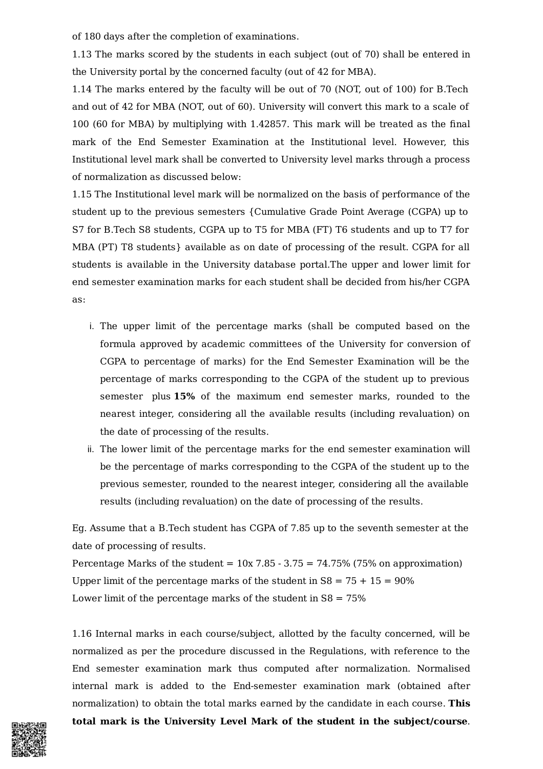of 180 days after the completion of examinations.

1.13 The marks scored by the students in each subject (out of 70) shall be entered in the University portal by the concerned faculty (out of 42 for MBA).

1.14 The marks entered by the faculty will be out of 70 (NOT, out of 100) for B.Tech and out of 42 for MBA (NOT, out of 60). University will convert this mark to a scale of 100 (60 for MBA) by multiplying with 1.42857. This mark will be treated as the final mark of the End Semester Examination at the Institutional level. However, this Institutional level mark shall be converted to University level marks through a process of normalization as discussed below:

1.15 The Institutional level mark will be normalized on the basis of performance of the student up to the previous semesters {Cumulative Grade Point Average (CGPA) up to S7 for B.Tech S8 students, CGPA up to T5 for MBA (FT) T6 students and up to T7 for MBA (PT) T8 students} available as on date of processing of the result. CGPA for all students is available in the University database portal.The upper and lower limit for end semester examination marks for each student shall be decided from his/her CGPA as:

i. The upper limit of the percentage marks (shall be computed based on the formula approved by academic committees of the University for conversion of CGPA to percentage of marks) for the End Semester Examination will be the percentage of marks corresponding to the CGPA of the student up to previous semester plus **15%** of the maximum end semester marks, rounded to the nearest integer, considering all the available results (including revaluation) on the date of processing of the results.

ii. The lower limit of the percentage marks for the end semester examination will be the percentage of marks corresponding to the CGPA of the student up to the previous semester, rounded to the nearest integer, considering all the available results (including revaluation) on the date of processing of the results.

Eg. Assume that a B.Tech student has CGPA of 7.85 up to the seventh semester at the date of processing of results.

Percentage Marks of the student = 10x 7.85 - 3.75 = 74.75% (75% on approximation)

Upper limit of the percentage marks of the student in S8 = 75 + 15 = 90%

Lower limit of the percentage marks of the student in S8 = 75%

1.16 Internal marks in each course/subject, allotted by the faculty concerned, will be normalized as per the procedure discussed in the Regulations, with reference to the End semester examination mark thus computed after normalization. Normalised internal mark is added to the End-semester examination mark (obtained after normalization) to obtain the total marks earned by the candidate in each course. **This total mark is the University Level Mark of the student in the subject/course**.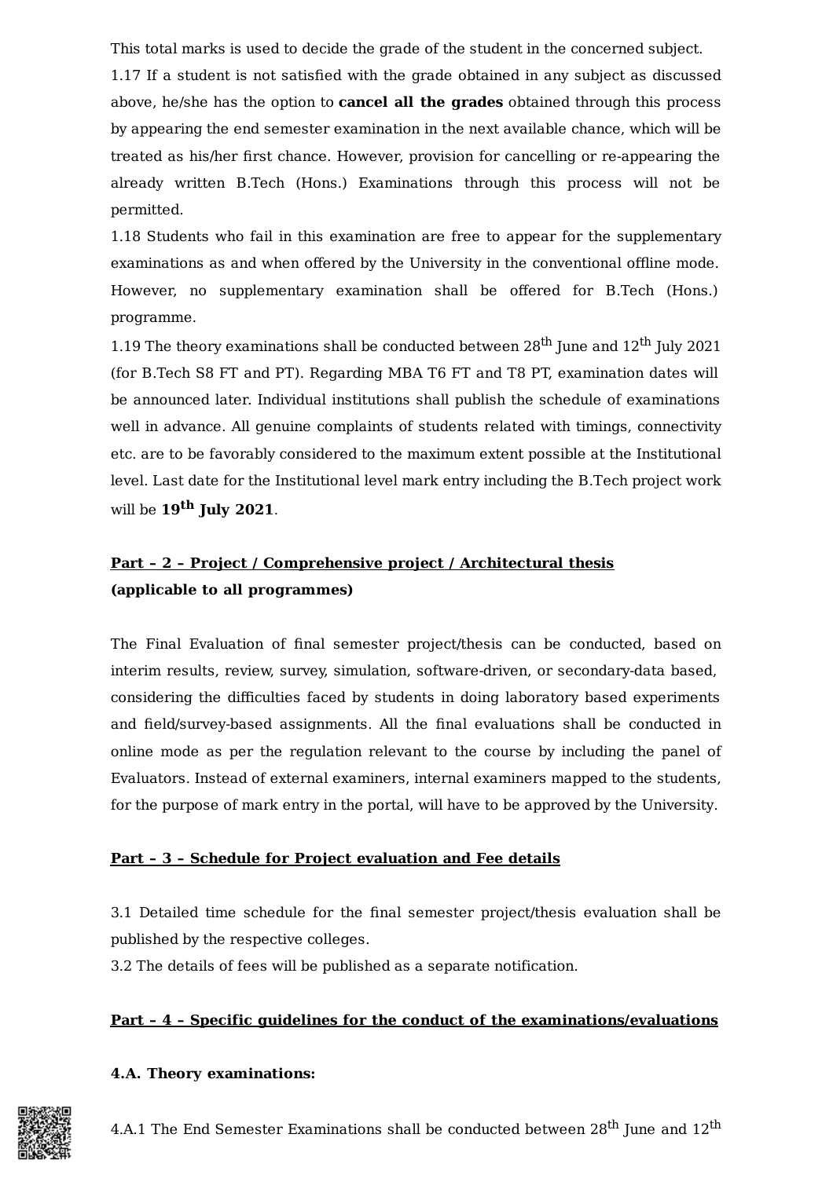This total marks is used to decide the grade of the student in the concerned subject.

1.17 If a student is not satisfied with the grade obtained in any subject as discussed above, he/she has the option to **cancel all the grades** obtained through this process by appearing the end semester examination in the next available chance, which will be treated as his/her first chance. However, provision for cancelling or re-appearing the already written B.Tech (Hons.) Examinations through this process will not be permitted.

1.18 Students who fail in this examination are free to appear for the supplementary examinations as and when offered by the University in the conventional offline mode. However, no supplementary examination shall be offered for B.Tech (Hons.) programme.

1.19 The theory examinations shall be conducted between 28th June and 12th July 2021 (for B.Tech S8 FT and PT). Regarding MBA T6 FT and T8 PT, examination dates will be announced later. Individual institutions shall publish the schedule of examinations well in advance. All genuine complaints of students related with timings, connectivity etc. are to be favorably considered to the maximum extent possible at the Institutional level. Last date for the Institutional level mark entry including the B.Tech project work will be **19th July 2021**.

**<u>Part – 2 – Project / Comprehensive project / Architectural thesis</u>**
**(applicable to all programmes)**

The Final Evaluation of final semester project/thesis can be conducted, based on interim results, review, survey, simulation, software-driven, or secondary-data based, considering the difficulties faced by students in doing laboratory based experiments and field/survey-based assignments. All the final evaluations shall be conducted in online mode as per the regulation relevant to the course by including the panel of Evaluators. Instead of external examiners, internal examiners mapped to the students, for the purpose of mark entry in the portal, will have to be approved by the University.

**<u>Part – 3 – Schedule for Project evaluation and Fee details</u>**

3.1 Detailed time schedule for the final semester project/thesis evaluation shall be published by the respective colleges.

3.2 The details of fees will be published as a separate notification.

**<u>Part – 4 – Specific guidelines for the conduct of the examinations/evaluations</u>**

**4.A. Theory examinations:**

4.A.1 The End Semester Examinations shall be conducted between 28th June and 12th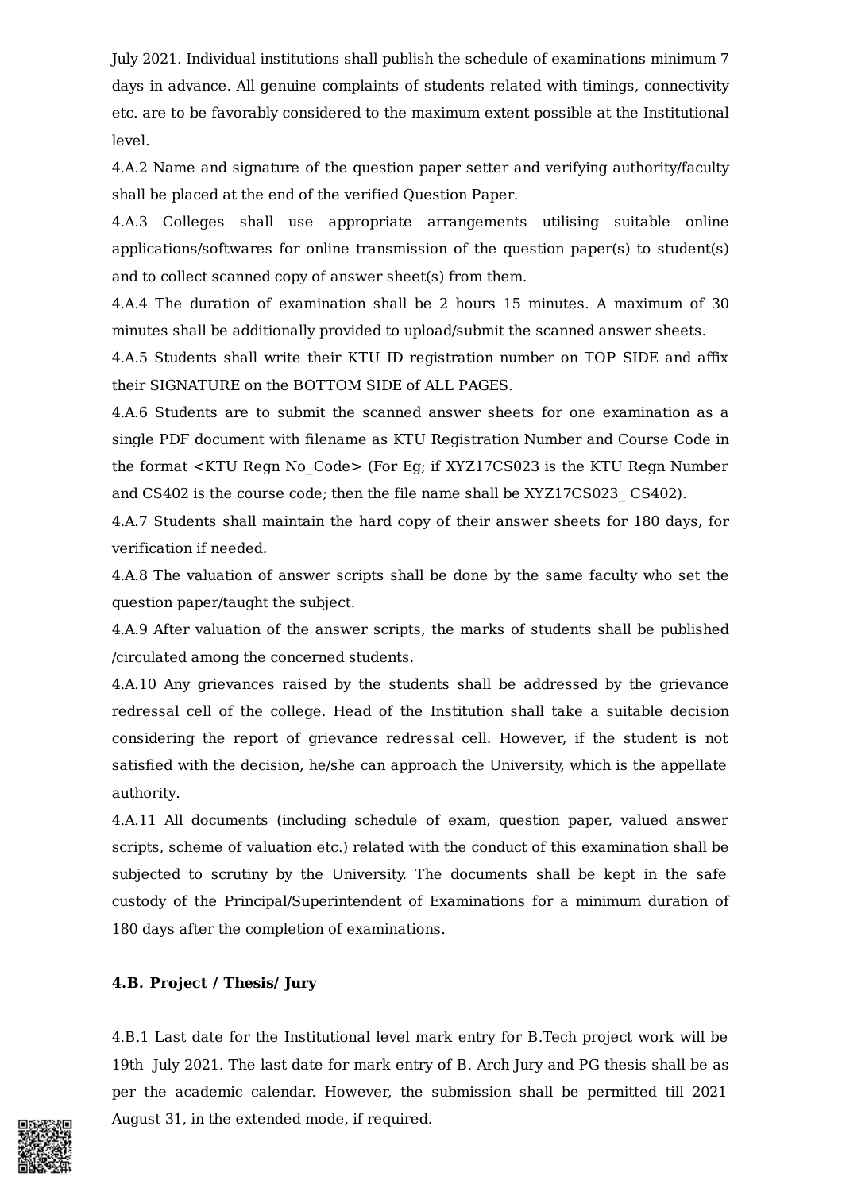July 2021. Individual institutions shall publish the schedule of examinations minimum 7 days in advance. All genuine complaints of students related with timings, connectivity etc. are to be favorably considered to the maximum extent possible at the Institutional level.

4.A.2 Name and signature of the question paper setter and verifying authority/faculty shall be placed at the end of the verified Question Paper.

4.A.3 Colleges shall use appropriate arrangements utilising suitable online applications/softwares for online transmission of the question paper(s) to student(s) and to collect scanned copy of answer sheet(s) from them.

4.A.4 The duration of examination shall be 2 hours 15 minutes. A maximum of 30 minutes shall be additionally provided to upload/submit the scanned answer sheets.

4.A.5 Students shall write their KTU ID registration number on TOP SIDE and affix their SIGNATURE on the BOTTOM SIDE of ALL PAGES.

4.A.6 Students are to submit the scanned answer sheets for one examination as a single PDF document with filename as KTU Registration Number and Course Code in the format <KTU Regn No_Code> (For Eg; if XYZ17CS023 is the KTU Regn Number and CS402 is the course code; then the file name shall be XYZ17CS023_ CS402).

4.A.7 Students shall maintain the hard copy of their answer sheets for 180 days, for verification if needed.

4.A.8 The valuation of answer scripts shall be done by the same faculty who set the question paper/taught the subject.

4.A.9 After valuation of the answer scripts, the marks of students shall be published /circulated among the concerned students.

4.A.10 Any grievances raised by the students shall be addressed by the grievance redressal cell of the college. Head of the Institution shall take a suitable decision considering the report of grievance redressal cell. However, if the student is not satisfied with the decision, he/she can approach the University, which is the appellate authority.

4.A.11 All documents (including schedule of exam, question paper, valued answer scripts, scheme of valuation etc.) related with the conduct of this examination shall be subjected to scrutiny by the University. The documents shall be kept in the safe custody of the Principal/Superintendent of Examinations for a minimum duration of 180 days after the completion of examinations.

**4.B. Project / Thesis/ Jury**

4.B.1 Last date for the Institutional level mark entry for B.Tech project work will be 19th July 2021. The last date for mark entry of B. Arch Jury and PG thesis shall be as per the academic calendar. However, the submission shall be permitted till 2021 August 31, in the extended mode, if required.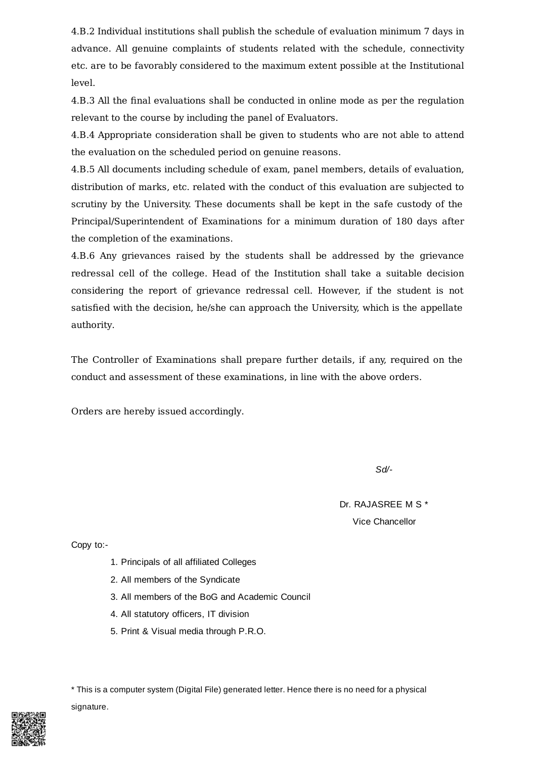4.B.2 Individual institutions shall publish the schedule of evaluation minimum 7 days in advance. All genuine complaints of students related with the schedule, connectivity etc. are to be favorably considered to the maximum extent possible at the Institutional level.

4.B.3 All the final evaluations shall be conducted in online mode as per the regulation relevant to the course by including the panel of Evaluators.

4.B.4 Appropriate consideration shall be given to students who are not able to attend the evaluation on the scheduled period on genuine reasons.

4.B.5 All documents including schedule of exam, panel members, details of evaluation, distribution of marks, etc. related with the conduct of this evaluation are subjected to scrutiny by the University. These documents shall be kept in the safe custody of the Principal/Superintendent of Examinations for a minimum duration of 180 days after the completion of the examinations.

4.B.6 Any grievances raised by the students shall be addressed by the grievance redressal cell of the college. Head of the Institution shall take a suitable decision considering the report of grievance redressal cell. However, if the student is not satisfied with the decision, he/she can approach the University, which is the appellate authority.

The Controller of Examinations shall prepare further details, if any, required on the conduct and assessment of these examinations, in line with the above orders.

Orders are hereby issued accordingly.

*Sd/-*

Dr. RAJASREE M S *

Vice Chancellor

Copy to:-

1. Principals of all affiliated Colleges
2. All members of the Syndicate
3. All members of the BoG and Academic Council
4. All statutory officers, IT division
5. Print & Visual media through P.R.O.

* This is a computer system (Digital File) generated letter. Hence there is no need for a physical signature.